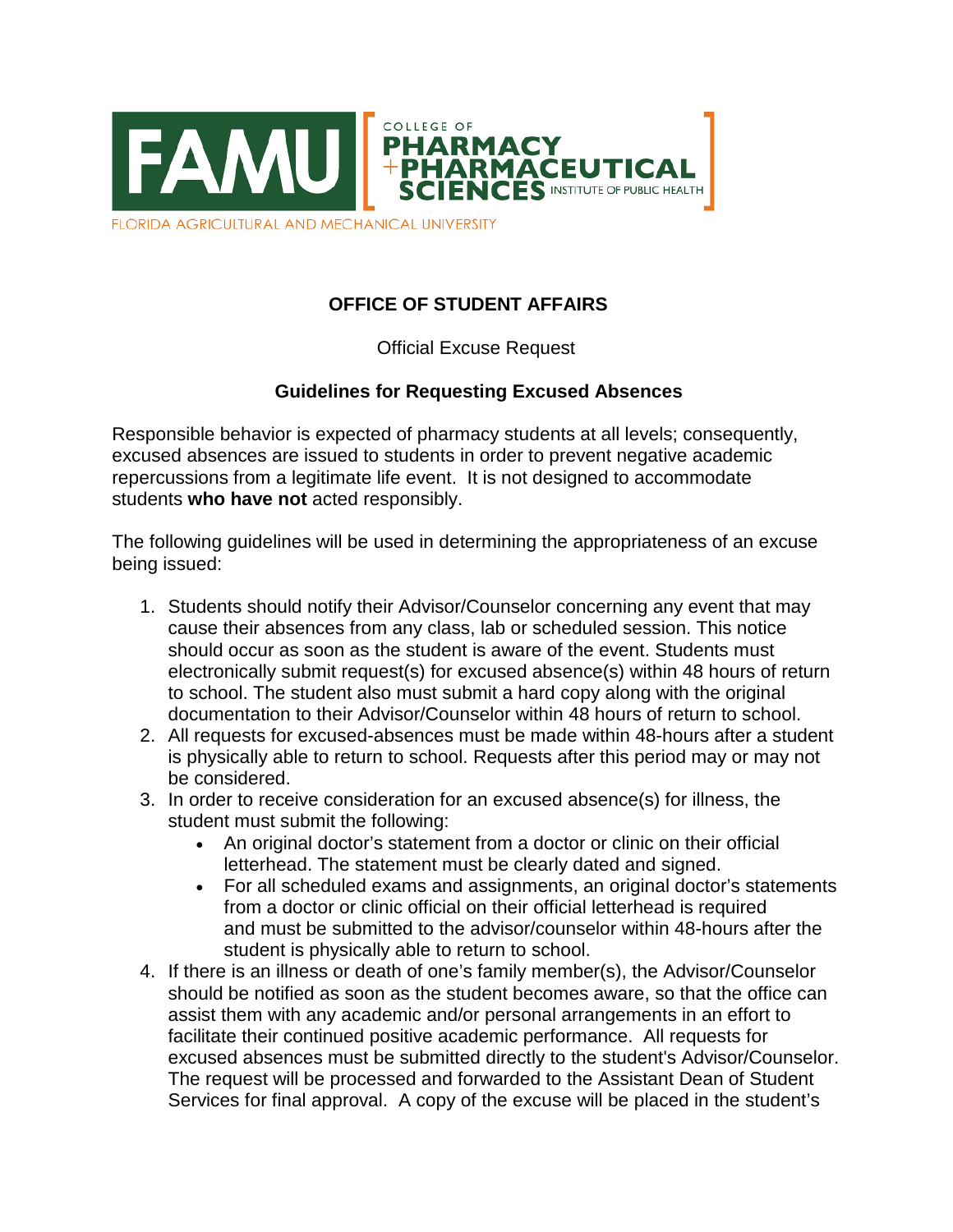FAMU | COLLEGE OF PHARMACY + PHARMACEUTICAL SCIENCES | INSTITUTE OF PUBLIC HEALTH

FLORIDA AGRICULTURAL AND MECHANICAL UNIVERSITY

## OFFICE OF STUDENT AFFAIRS

Official Excuse Request

### Guidelines for Requesting Excused Absences

Responsible behavior is expected of pharmacy students at all levels; consequently, excused absences are issued to students in order to prevent negative academic repercussions from a legitimate life event. It is not designed to accommodate students **who have not** acted responsibly.

The following guidelines will be used in determining the appropriateness of an excuse being issued:

1. Students should notify their Advisor/Counselor concerning any event that may cause their absences from any class, lab or scheduled session. This notice should occur as soon as the student is aware of the event. Students must electronically submit request(s) for excused absence(s) within 48 hours of return to school. The student also must submit a hard copy along with the original documentation to their Advisor/Counselor within 48 hours of return to school.
2. All requests for excused-absences must be made within 48-hours after a student is physically able to return to school. Requests after this period may or may not be considered.
3. In order to receive consideration for an excused absence(s) for illness, the student must submit the following:
   - An original doctor's statement from a doctor or clinic on their official letterhead. The statement must be clearly dated and signed.
   - For all scheduled exams and assignments, an original doctor's statements from a doctor or clinic official on their official letterhead is required and must be submitted to the advisor/counselor within 48-hours after the student is physically able to return to school.
4. If there is an illness or death of one's family member(s), the Advisor/Counselor should be notified as soon as the student becomes aware, so that the office can assist them with any academic and/or personal arrangements in an effort to facilitate their continued positive academic performance. All requests for excused absences must be submitted directly to the student's Advisor/Counselor. The request will be processed and forwarded to the Assistant Dean of Student Services for final approval. A copy of the excuse will be placed in the student's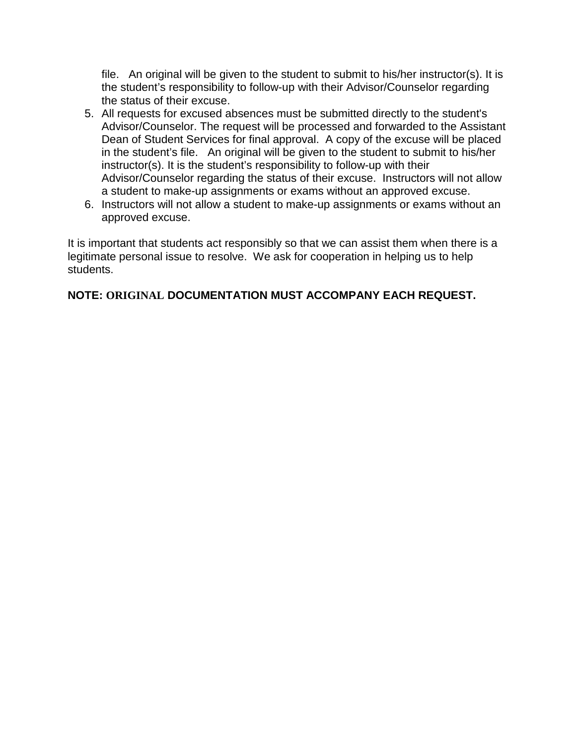file.   An original will be given to the student to submit to his/her instructor(s). It is the student's responsibility to follow-up with their Advisor/Counselor regarding the status of their excuse.

5. All requests for excused absences must be submitted directly to the student's Advisor/Counselor. The request will be processed and forwarded to the Assistant Dean of Student Services for final approval.  A copy of the excuse will be placed in the student's file.   An original will be given to the student to submit to his/her instructor(s). It is the student's responsibility to follow-up with their Advisor/Counselor regarding the status of their excuse.  Instructors will not allow a student to make-up assignments or exams without an approved excuse.
6. Instructors will not allow a student to make-up assignments or exams without an approved excuse.

It is important that students act responsibly so that we can assist them when there is a legitimate personal issue to resolve.  We ask for cooperation in helping us to help students.

**NOTE: ORIGINAL DOCUMENTATION MUST ACCOMPANY EACH REQUEST.**